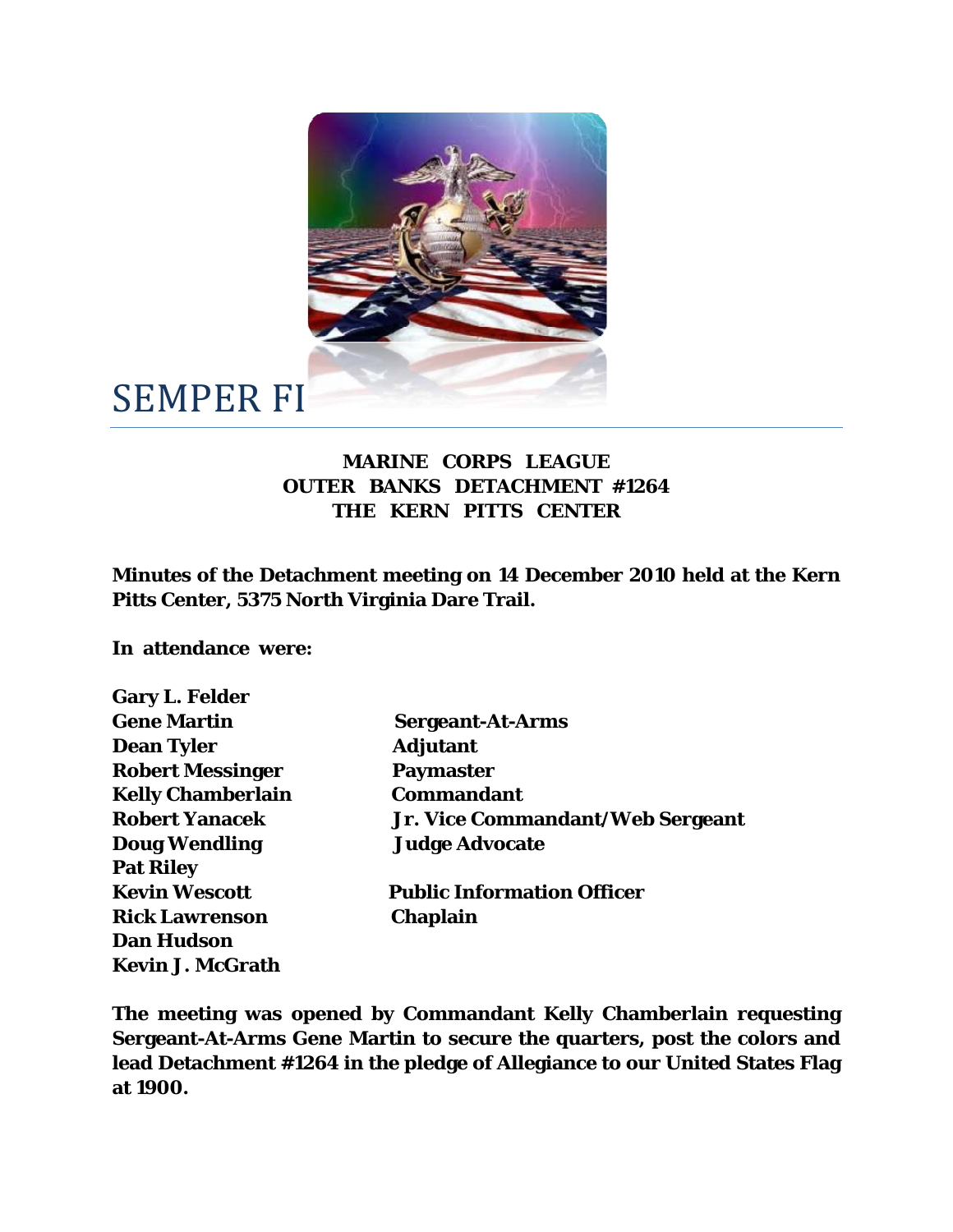# SEMPER FI

**MARINE CORPS LEAGUE**
**OUTER BANKS DETACHMENT #1264**
**THE KERN PITTS CENTER**

**Minutes of the Detachment meeting on 14 December 2010 held at the Kern Pitts Center, 5375 North Virginia Dare Trail.**

**In attendance were:**

| | |
|---|---|
| **Gary L. Felder** | |
| **Gene Martin** | **Sergeant-At-Arms** |
| **Dean Tyler** | **Adjutant** |
| **Robert Messinger** | **Paymaster** |
| **Kelly Chamberlain** | **Commandant** |
| **Robert Yanacek** | **Jr. Vice Commandant/Web Sergeant** |
| **Doug Wendling** | **Judge Advocate** |
| **Pat Riley** | |
| **Kevin Wescott** | **Public Information Officer** |
| **Rick Lawrenson** | **Chaplain** |
| **Dan Hudson** | |
| **Kevin J. McGrath** | |

**The meeting was opened by Commandant Kelly Chamberlain requesting Sergeant-At-Arms Gene Martin to secure the quarters, post the colors and lead Detachment #1264 in the pledge of Allegiance to our United States Flag at 1900.**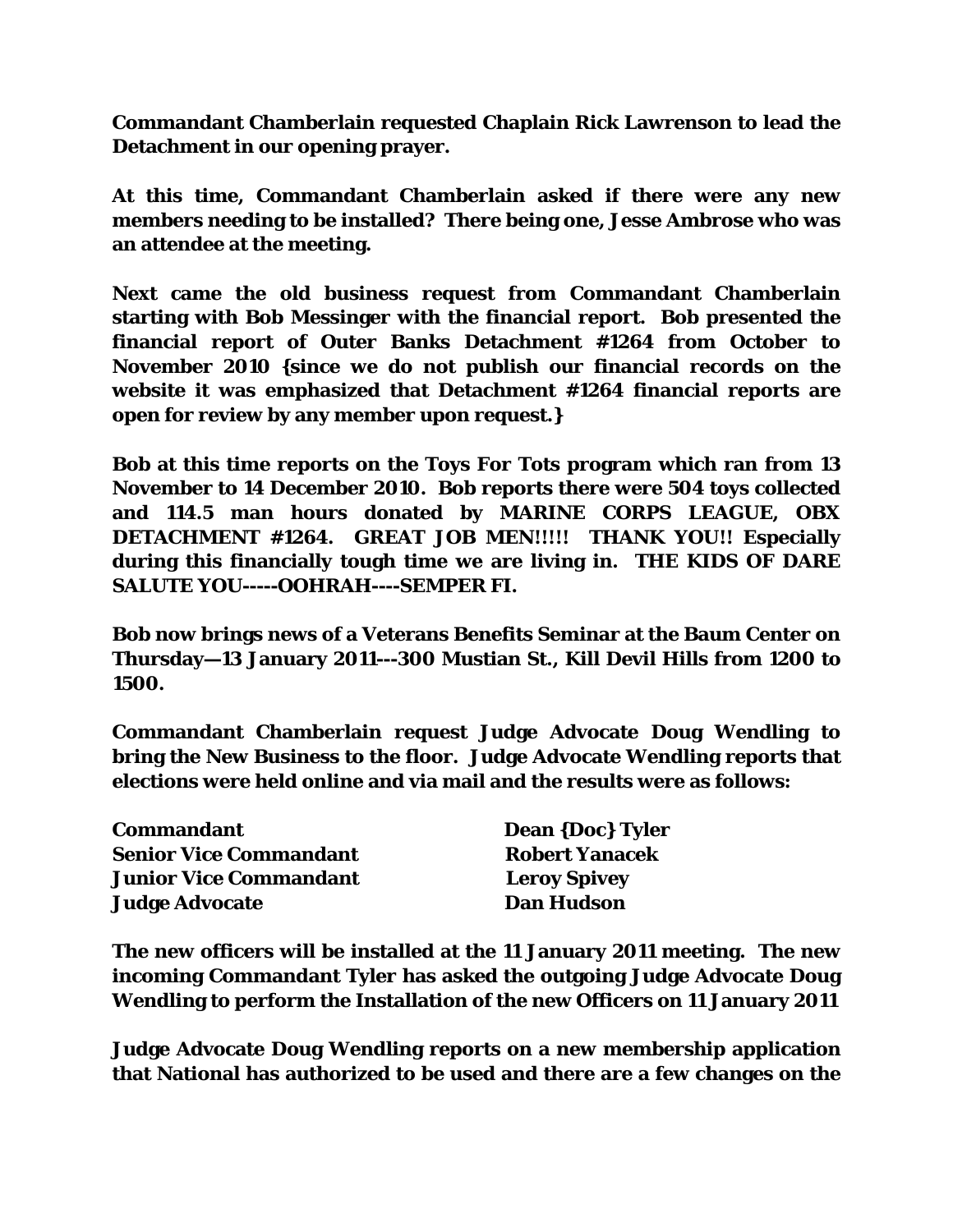**Commandant Chamberlain requested Chaplain Rick Lawrenson to lead the Detachment in our opening prayer.**

**At this time, Commandant Chamberlain asked if there were any new members needing to be installed? There being one, Jesse Ambrose who was an attendee at the meeting.**

**Next came the old business request from Commandant Chamberlain starting with Bob Messinger with the financial report. Bob presented the financial report of Outer Banks Detachment #1264 from October to November 2010 {since we do not publish our financial records on the website it was emphasized that Detachment #1264 financial reports are open for review by any member upon request.}**

**Bob at this time reports on the Toys For Tots program which ran from 13 November to 14 December 2010. Bob reports there were 504 toys collected and 114.5 man hours donated by MARINE CORPS LEAGUE, OBX DETACHMENT #1264. GREAT JOB MEN!!!!! THANK YOU!! Especially during this financially tough time we are living in. THE KIDS OF DARE SALUTE YOU-----OOHRAH----SEMPER FI.**

**Bob now brings news of a Veterans Benefits Seminar at the Baum Center on Thursday—13 January 2011---300 Mustian St., Kill Devil Hills from 1200 to 1500.**

**Commandant Chamberlain request Judge Advocate Doug Wendling to bring the New Business to the floor. Judge Advocate Wendling reports that elections were held online and via mail and the results were as follows:**

| | |
|---|---|
| **Commandant** | **Dean {Doc} Tyler** |
| **Senior Vice Commandant** | **Robert Yanacek** |
| **Junior Vice Commandant** | **Leroy Spivey** |
| **Judge Advocate** | **Dan Hudson** |

**The new officers will be installed at the 11 January 2011 meeting. The new incoming Commandant Tyler has asked the outgoing Judge Advocate Doug Wendling to perform the Installation of the new Officers on 11 January 2011**

**Judge Advocate Doug Wendling reports on a new membership application that National has authorized to be used and there are a few changes on the**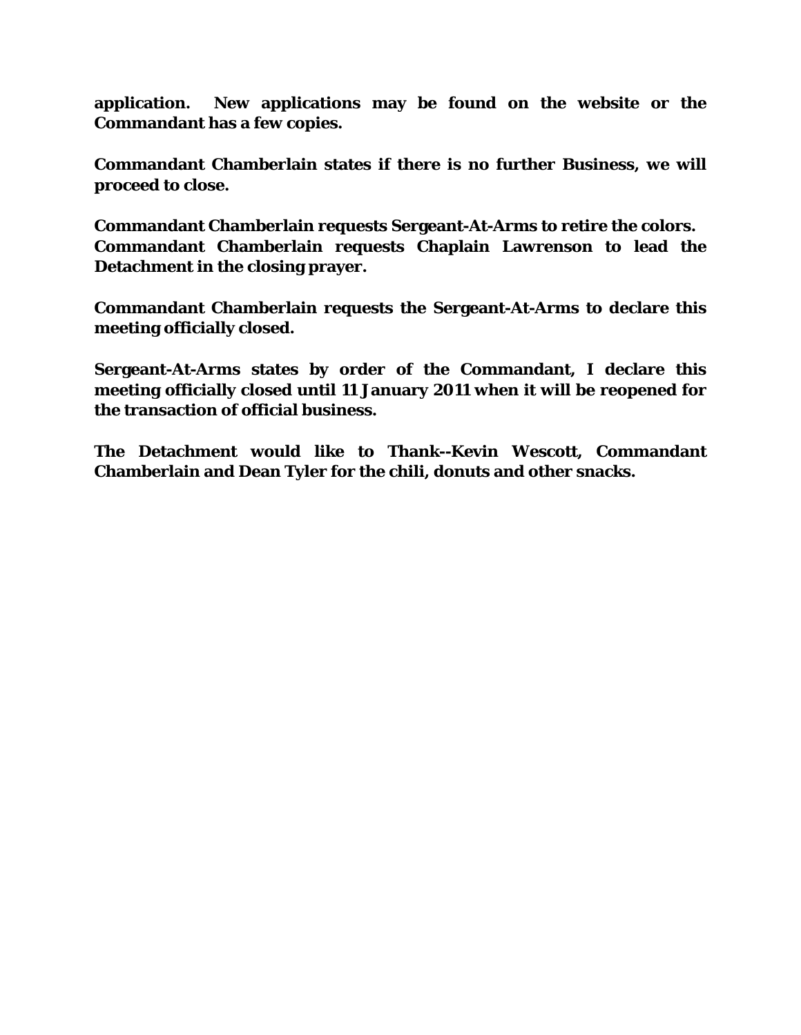**application. New applications may be found on the website or the Commandant has a few copies.**

**Commandant Chamberlain states if there is no further Business, we will proceed to close.**

**Commandant Chamberlain requests Sergeant-At-Arms to retire the colors.**
**Commandant Chamberlain requests Chaplain Lawrenson to lead the Detachment in the closing prayer.**

**Commandant Chamberlain requests the Sergeant-At-Arms to declare this meeting officially closed.**

**Sergeant-At-Arms states by order of the Commandant, I declare this meeting officially closed until 11 January 2011 when it will be reopened for the transaction of official business.**

**The Detachment would like to Thank--Kevin Wescott, Commandant Chamberlain and Dean Tyler for the chili, donuts and other snacks.**